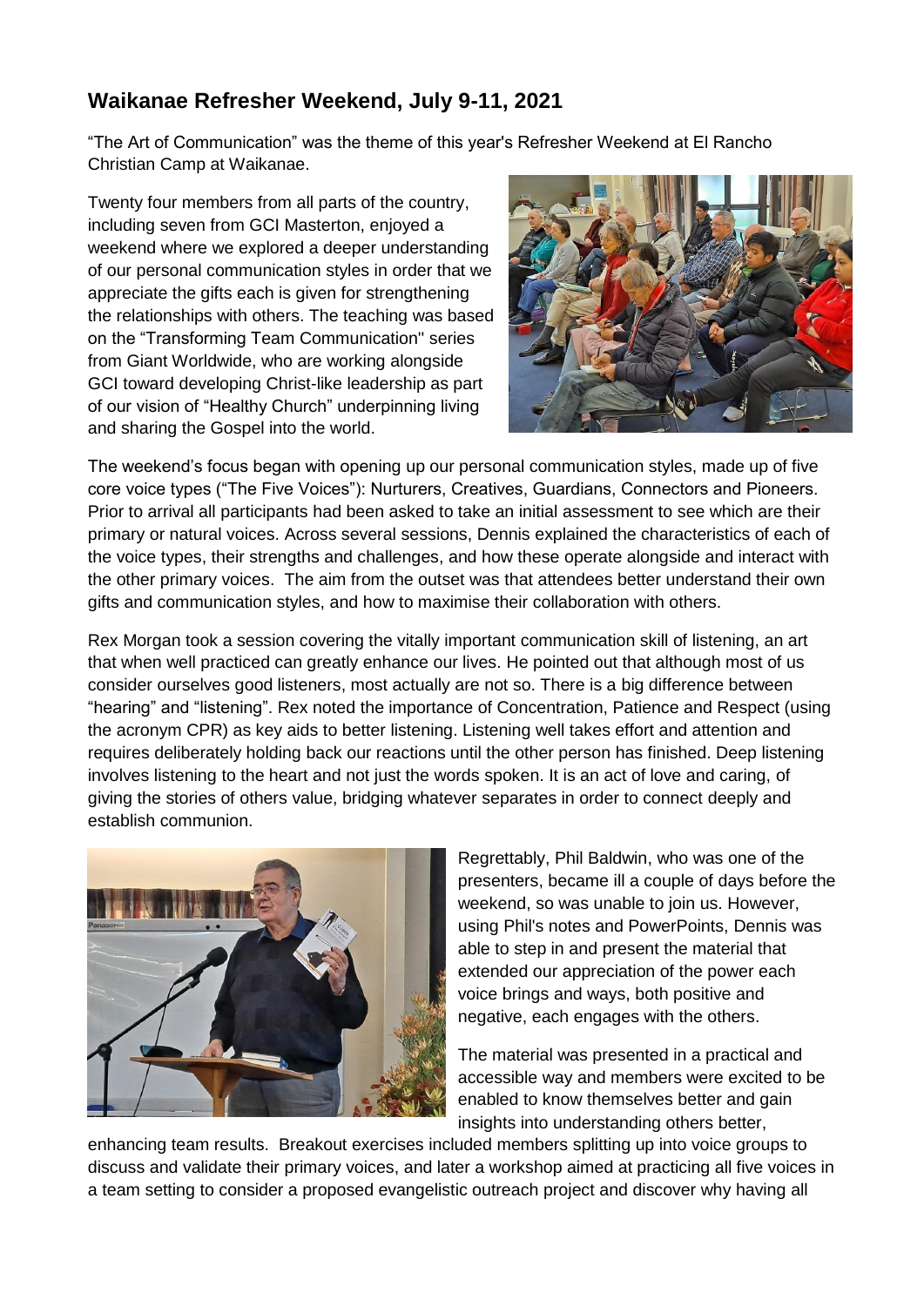## Waikanae Refresher Weekend, July 9-11, 2021

"The Art of Communication" was the theme of this year's Refresher Weekend at El Rancho Christian Camp at Waikanae.

Twenty four members from all parts of the country, including seven from GCI Masterton, enjoyed a weekend where we explored a deeper understanding of our personal communication styles in order that we appreciate the gifts each is given for strengthening the relationships with others. The teaching was based on the "Transforming Team Communication" series from Giant Worldwide, who are working alongside GCI toward developing Christ-like leadership as part of our vision of "Healthy Church" underpinning living and sharing the Gospel into the world.

The weekend's focus began with opening up our personal communication styles, made up of five core voice types ("The Five Voices"): Nurturers, Creatives, Guardians, Connectors and Pioneers. Prior to arrival all participants had been asked to take an initial assessment to see which are their primary or natural voices. Across several sessions, Dennis explained the characteristics of each of the voice types, their strengths and challenges, and how these operate alongside and interact with the other primary voices. The aim from the outset was that attendees better understand their own gifts and communication styles, and how to maximise their collaboration with others.

Rex Morgan took a session covering the vitally important communication skill of listening, an art that when well practiced can greatly enhance our lives. He pointed out that although most of us consider ourselves good listeners, most actually are not so. There is a big difference between "hearing" and "listening". Rex noted the importance of Concentration, Patience and Respect (using the acronym CPR) as key aids to better listening. Listening well takes effort and attention and requires deliberately holding back our reactions until the other person has finished. Deep listening involves listening to the heart and not just the words spoken. It is an act of love and caring, of giving the stories of others value, bridging whatever separates in order to connect deeply and establish communion.

Regrettably, Phil Baldwin, who was one of the presenters, became ill a couple of days before the weekend, so was unable to join us. However, using Phil's notes and PowerPoints, Dennis was able to step in and present the material that extended our appreciation of the power each voice brings and ways, both positive and negative, each engages with the others.

The material was presented in a practical and accessible way and members were excited to be enabled to know themselves better and gain insights into understanding others better, enhancing team results. Breakout exercises included members splitting up into voice groups to discuss and validate their primary voices, and later a workshop aimed at practicing all five voices in a team setting to consider a proposed evangelistic outreach project and discover why having all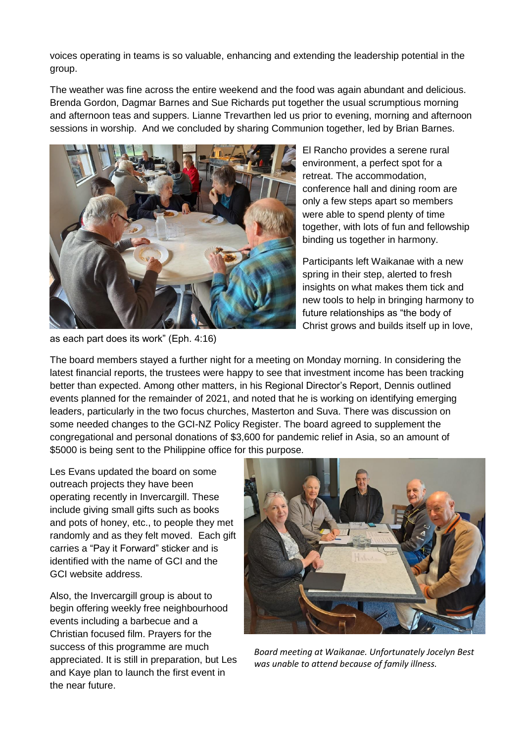voices operating in teams is so valuable, enhancing and extending the leadership potential in the group.

The weather was fine across the entire weekend and the food was again abundant and delicious. Brenda Gordon, Dagmar Barnes and Sue Richards put together the usual scrumptious morning and afternoon teas and suppers. Lianne Trevarthen led us prior to evening, morning and afternoon sessions in worship. And we concluded by sharing Communion together, led by Brian Barnes.

El Rancho provides a serene rural environment, a perfect spot for a retreat. The accommodation, conference hall and dining room are only a few steps apart so members were able to spend plenty of time together, with lots of fun and fellowship binding us together in harmony.

Participants left Waikanae with a new spring in their step, alerted to fresh insights on what makes them tick and new tools to help in bringing harmony to future relationships as "the body of Christ grows and builds itself up in love, as each part does its work" (Eph. 4:16)

The board members stayed a further night for a meeting on Monday morning. In considering the latest financial reports, the trustees were happy to see that investment income has been tracking better than expected. Among other matters, in his Regional Director's Report, Dennis outlined events planned for the remainder of 2021, and noted that he is working on identifying emerging leaders, particularly in the two focus churches, Masterton and Suva. There was discussion on some needed changes to the GCI-NZ Policy Register. The board agreed to supplement the congregational and personal donations of $3,600 for pandemic relief in Asia, so an amount of $5000 is being sent to the Philippine office for this purpose.

Les Evans updated the board on some outreach projects they have been operating recently in Invercargill. These include giving small gifts such as books and pots of honey, etc., to people they met randomly and as they felt moved. Each gift carries a "Pay it Forward" sticker and is identified with the name of GCI and the GCI website address.

Also, the Invercargill group is about to begin offering weekly free neighbourhood events including a barbecue and a Christian focused film. Prayers for the success of this programme are much appreciated. It is still in preparation, but Les and Kaye plan to launch the first event in the near future.

*Board meeting at Waikanae. Unfortunately Jocelyn Best was unable to attend because of family illness.*